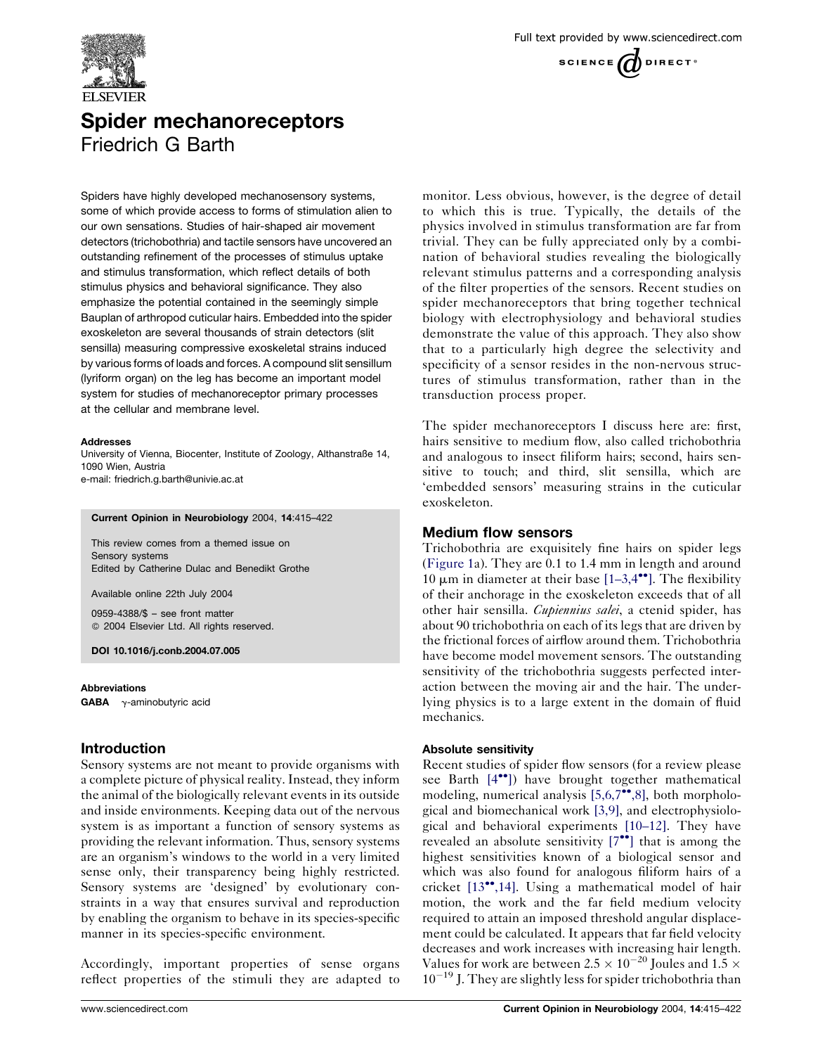# Spider mechanoreceptors

Friedrich G Barth

Spiders have highly developed mechanosensory systems, some of which provide access to forms of stimulation alien to our own sensations. Studies of hair-shaped air movement detectors (trichobothria) and tactile sensors have uncovered an outstanding refinement of the processes of stimulus uptake and stimulus transformation, which reflect details of both stimulus physics and behavioral significance. They also emphasize the potential contained in the seemingly simple Bauplan of arthropod cuticular hairs. Embedded into the spider exoskeleton are several thousands of strain detectors (slit sensilla) measuring compressive exoskeletal strains induced by various forms of loads and forces. A compound slit sensillum (lyriform organ) on the leg has become an important model system for studies of mechanoreceptor primary processes at the cellular and membrane level.

**Addresses**
University of Vienna, Biocenter, Institute of Zoology, Althanstraße 14, 1090 Wien, Austria
e-mail: friedrich.g.barth@univie.ac.at

**Current Opinion in Neurobiology 2004, 14:415–422**

This review comes from a themed issue on Sensory systems
Edited by Catherine Dulac and Benedikt Grothe

Available online 22th July 2004

0959-4388/$ – see front matter
© 2004 Elsevier Ltd. All rights reserved.

**DOI 10.1016/j.conb.2004.07.005**

**Abbreviations**
**GABA** γ-aminobutyric acid

## Introduction

Sensory systems are not meant to provide organisms with a complete picture of physical reality. Instead, they inform the animal of the biologically relevant events in its outside and inside environments. Keeping data out of the nervous system is as important a function of sensory systems as providing the relevant information. Thus, sensory systems are an organism's windows to the world in a very limited sense only, their transparency being highly restricted. Sensory systems are 'designed' by evolutionary constraints in a way that ensures survival and reproduction by enabling the organism to behave in its species-specific manner in its species-specific environment.

Accordingly, important properties of sense organs reflect properties of the stimuli they are adapted to monitor. Less obvious, however, is the degree of detail to which this is true. Typically, the details of the physics involved in stimulus transformation are far from trivial. They can be fully appreciated only by a combination of behavioral studies revealing the biologically relevant stimulus patterns and a corresponding analysis of the filter properties of the sensors. Recent studies on spider mechanoreceptors that bring together technical biology with electrophysiology and behavioral studies demonstrate the value of this approach. They also show that to a particularly high degree the selectivity and specificity of a sensor resides in the non-nervous structures of stimulus transformation, rather than in the transduction process proper.

The spider mechanoreceptors I discuss here are: first, hairs sensitive to medium flow, also called trichobothria and analogous to insect filiform hairs; second, hairs sensitive to touch; and third, slit sensilla, which are 'embedded sensors' measuring strains in the cuticular exoskeleton.

## Medium flow sensors

Trichobothria are exquisitely fine hairs on spider legs (Figure 1a). They are 0.1 to 1.4 mm in length and around 10 μm in diameter at their base [1–3,4••]. The flexibility of their anchorage in the exoskeleton exceeds that of all other hair sensilla. *Cupiennius salei*, a ctenid spider, has about 90 trichobothria on each of its legs that are driven by the frictional forces of airflow around them. Trichobothria have become model movement sensors. The outstanding sensitivity of the trichobothria suggests perfected interaction between the moving air and the hair. The underlying physics is to a large extent in the domain of fluid mechanics.

### Absolute sensitivity

Recent studies of spider flow sensors (for a review please see Barth [4••]) have brought together mathematical modeling, numerical analysis [5,6,7••,8], both morphological and biomechanical work [3,9], and electrophysiological and behavioral experiments [10–12]. They have revealed an absolute sensitivity [7••] that is among the highest sensitivities known of a biological sensor and which was also found for analogous filiform hairs of a cricket [13••,14]. Using a mathematical model of hair motion, the work and the far field medium velocity required to attain an imposed threshold angular displacement could be calculated. It appears that far field velocity decreases and work increases with increasing hair length. Values for work are between $2.5 \times 10^{-20}$ Joules and $1.5 \times 10^{-19}$ J. They are slightly less for spider trichobothria than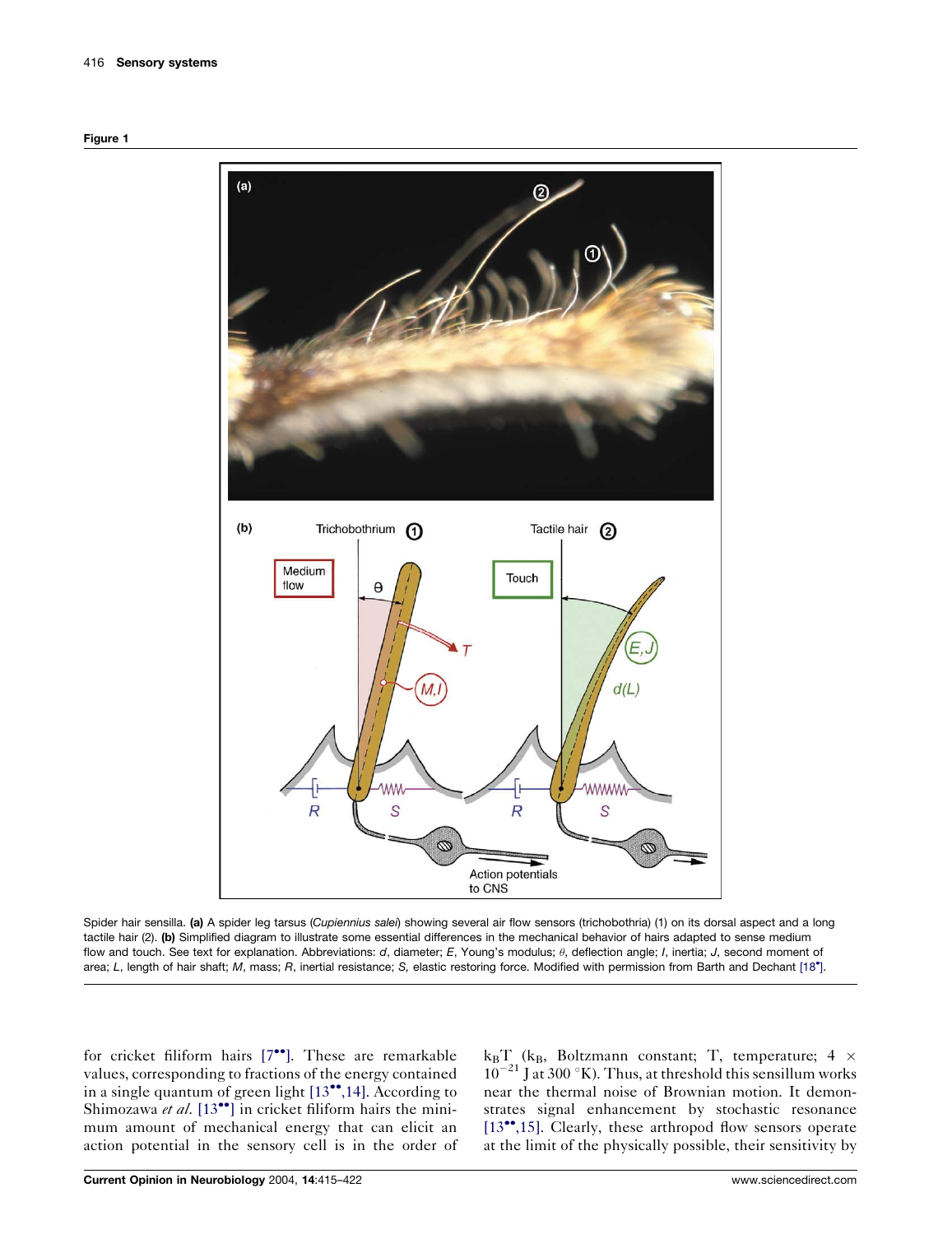**Figure 1**

Spider hair sensilla. **(a)** A spider leg tarsus (*Cupiennius salei*) showing several air flow sensors (trichobothria) (1) on its dorsal aspect and a long tactile hair (2). **(b)** Simplified diagram to illustrate some essential differences in the mechanical behavior of hairs adapted to sense medium flow and touch. See text for explanation. Abbreviations: *d*, diameter; *E*, Young's modulus; $\theta$, deflection angle; *I*, inertia; *J*, second moment of area; *L*, length of hair shaft; *M*, mass; *R*, inertial resistance; *S,* elastic restoring force. Modified with permission from Barth and Dechant [18•].

for cricket filiform hairs [7••]. These are remarkable values, corresponding to fractions of the energy contained in a single quantum of green light [13••,14]. According to Shimozawa *et al.* [13••] in cricket filiform hairs the minimum amount of mechanical energy that can elicit an action potential in the sensory cell is in the order of $k_BT$ ($k_B$, Boltzmann constant; T, temperature; $4 \times 10^{-21}$ J at 300 °K). Thus, at threshold this sensillum works near the thermal noise of Brownian motion. It demonstrates signal enhancement by stochastic resonance [13••,15]. Clearly, these arthropod flow sensors operate at the limit of the physically possible, their sensitivity by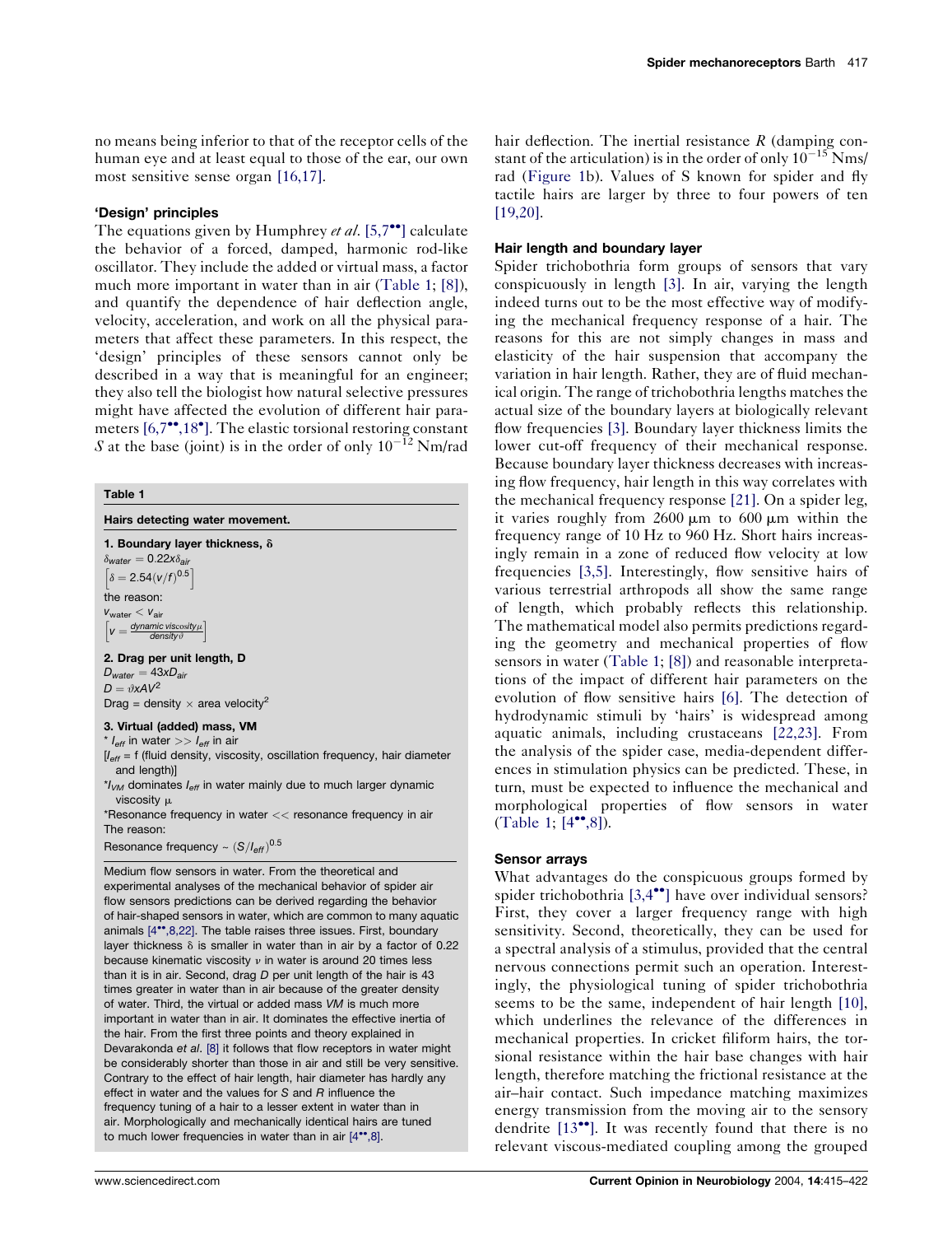no means being inferior to that of the receptor cells of the human eye and at least equal to those of the ear, our own most sensitive sense organ [16,17].

### 'Design' principles

The equations given by Humphrey *et al.* [5,7••] calculate the behavior of a forced, damped, harmonic rod-like oscillator. They include the added or virtual mass, a factor much more important in water than in air (Table 1; [8]), and quantify the dependence of hair deflection angle, velocity, acceleration, and work on all the physical parameters that affect these parameters. In this respect, the 'design' principles of these sensors cannot only be described in a way that is meaningful for an engineer; they also tell the biologist how natural selective pressures might have affected the evolution of different hair parameters [6,7••,18•]. The elastic torsional restoring constant $S$ at the base (joint) is in the order of only $10^{-12}$ Nm/rad hair deflection. The inertial resistance $R$ (damping constant of the articulation) is in the order of only $10^{-15}$ Nms/rad (Figure 1b). Values of S known for spider and fly tactile hairs are larger by three to four powers of ten [19,20].

**Table 1**

**Hairs detecting water movement.**

**1. Boundary layer thickness, δ**

$\delta_{water} = 0.22x\delta_{air}$

$\left[\delta = 2.54(v/f)^{0.5}\right]$

the reason:

$v_{water} < v_{air}$

$\left[v = \frac{dynamic\ viscosity\ \mu}{density\ \vartheta}\right]$

**2. Drag per unit length, D**

$D_{water} = 43xD_{air}$

$D = \vartheta x A V^2$

Drag = density × area velocity$^2$

**3. Virtual (added) mass, VM**

* $I_{eff}$ in water >> $I_{eff}$ in air

[$I_{eff}$ = f (fluid density, viscosity, oscillation frequency, hair diameter and length)]

*$I_{VM}$ dominates $I_{eff}$ in water mainly due to much larger dynamic viscosity μ

*Resonance frequency in water << resonance frequency in air

The reason:

Resonance frequency ~ $(S/I_{eff})^{0.5}$

Medium flow sensors in water. From the theoretical and experimental analyses of the mechanical behavior of spider air flow sensors predictions can be derived regarding the behavior of hair-shaped sensors in water, which are common to many aquatic animals [4••,8,22]. The table raises three issues. First, boundary layer thickness δ is smaller in water than in air by a factor of 0.22 because kinematic viscosity $v$ in water is around 20 times less than it is in air. Second, drag $D$ per unit length of the hair is 43 times greater in water than in air because of the greater density of water. Third, the virtual or added mass $VM$ is much more important in water than in air. It dominates the effective inertia of the hair. From the first three points and theory explained in Devarakonda *et al.* [8] it follows that flow receptors in water might be considerably shorter than those in air and still be very sensitive. Contrary to the effect of hair length, hair diameter has hardly any effect in water and the values for $S$ and $R$ influence the frequency tuning of a hair to a lesser extent in water than in air. Morphologically and mechanically identical hairs are tuned to much lower frequencies in water than in air [4••,8].

### Hair length and boundary layer

Spider trichobothria form groups of sensors that vary conspicuously in length [3]. In air, varying the length indeed turns out to be the most effective way of modifying the mechanical frequency response of a hair. The reasons for this are not simply changes in mass and elasticity of the hair suspension that accompany the variation in hair length. Rather, they are of fluid mechanical origin. The range of trichobothria lengths matches the actual size of the boundary layers at biologically relevant flow frequencies [3]. Boundary layer thickness limits the lower cut-off frequency of their mechanical response. Because boundary layer thickness decreases with increasing flow frequency, hair length in this way correlates with the mechanical frequency response [21]. On a spider leg, it varies roughly from 2600 μm to 600 μm within the frequency range of 10 Hz to 960 Hz. Short hairs increasingly remain in a zone of reduced flow velocity at low frequencies [3,5]. Interestingly, flow sensitive hairs of various terrestrial arthropods all show the same range of length, which probably reflects this relationship. The mathematical model also permits predictions regarding the geometry and mechanical properties of flow sensors in water (Table 1; [8]) and reasonable interpretations of the impact of different hair parameters on the evolution of flow sensitive hairs [6]. The detection of hydrodynamic stimuli by 'hairs' is widespread among aquatic animals, including crustaceans [22,23]. From the analysis of the spider case, media-dependent differences in stimulation physics can be predicted. These, in turn, must be expected to influence the mechanical and morphological properties of flow sensors in water (Table 1; [4••,8]).

### Sensor arrays

What advantages do the conspicuous groups formed by spider trichobothria [3,4••] have over individual sensors? First, they cover a larger frequency range with high sensitivity. Second, theoretically, they can be used for a spectral analysis of a stimulus, provided that the central nervous connections permit such an operation. Interestingly, the physiological tuning of spider trichobothria seems to be the same, independent of hair length [10], which underlines the relevance of the differences in mechanical properties. In cricket filiform hairs, the torsional resistance within the hair base changes with hair length, therefore matching the frictional resistance at the air–hair contact. Such impedance matching maximizes energy transmission from the moving air to the sensory dendrite [13••]. It was recently found that there is no relevant viscous-mediated coupling among the grouped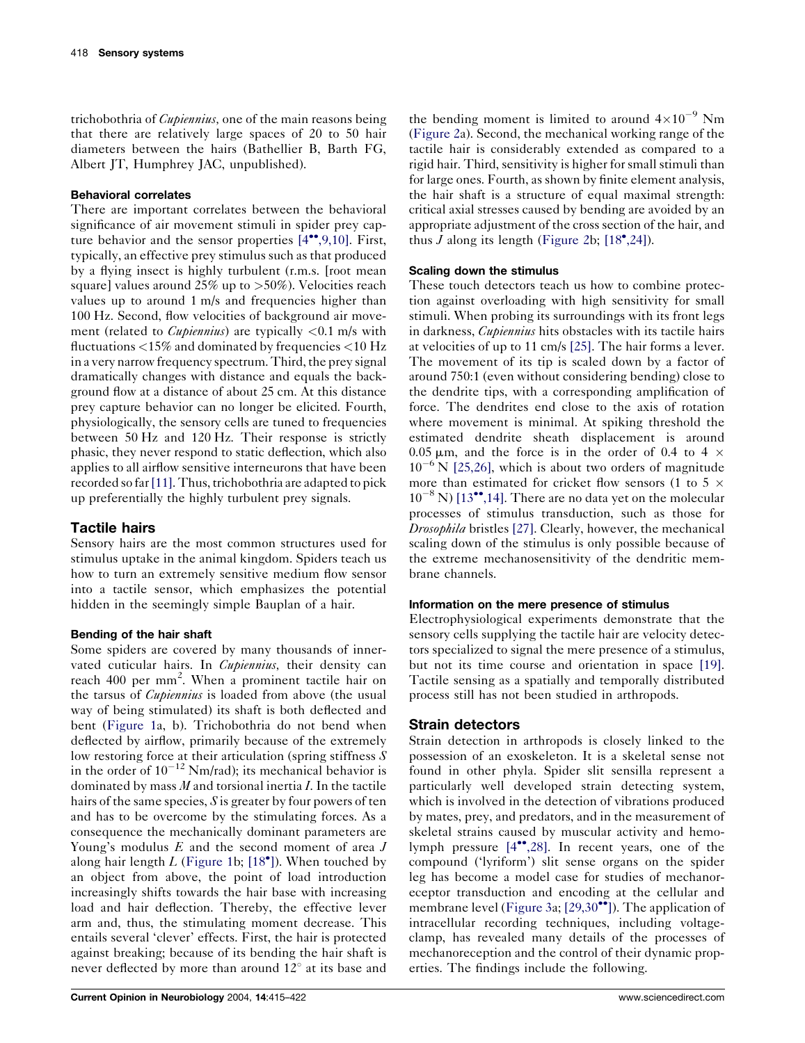trichobothria of *Cupiennius*, one of the main reasons being that there are relatively large spaces of 20 to 50 hair diameters between the hairs (Bathellier B, Barth FG, Albert JT, Humphrey JAC, unpublished).

### Behavioral correlates

There are important correlates between the behavioral significance of air movement stimuli in spider prey capture behavior and the sensor properties [4••,9,10]. First, typically, an effective prey stimulus such as that produced by a flying insect is highly turbulent (r.m.s. [root mean square] values around 25% up to >50%). Velocities reach values up to around 1 m/s and frequencies higher than 100 Hz. Second, flow velocities of background air movement (related to *Cupiennius*) are typically <0.1 m/s with fluctuations <15% and dominated by frequencies <10 Hz in a very narrow frequency spectrum. Third, the prey signal dramatically changes with distance and equals the background flow at a distance of about 25 cm. At this distance prey capture behavior can no longer be elicited. Fourth, physiologically, the sensory cells are tuned to frequencies between 50 Hz and 120 Hz. Their response is strictly phasic, they never respond to static deflection, which also applies to all airflow sensitive interneurons that have been recorded so far [11]. Thus, trichobothria are adapted to pick up preferentially the highly turbulent prey signals.

## Tactile hairs

Sensory hairs are the most common structures used for stimulus uptake in the animal kingdom. Spiders teach us how to turn an extremely sensitive medium flow sensor into a tactile sensor, which emphasizes the potential hidden in the seemingly simple Bauplan of a hair.

### Bending of the hair shaft

Some spiders are covered by many thousands of innervated cuticular hairs. In *Cupiennius,* their density can reach 400 per mm$^2$. When a prominent tactile hair on the tarsus of *Cupiennius* is loaded from above (the usual way of being stimulated) its shaft is both deflected and bent (Figure 1a, b). Trichobothria do not bend when deflected by airflow, primarily because of the extremely low restoring force at their articulation (spring stiffness $S$ in the order of $10^{-12}$ Nm/rad); its mechanical behavior is dominated by mass $M$ and torsional inertia $I$. In the tactile hairs of the same species, $S$ is greater by four powers of ten and has to be overcome by the stimulating forces. As a consequence the mechanically dominant parameters are Young's modulus $E$ and the second moment of area $J$ along hair length $L$ (Figure 1b; [18•]). When touched by an object from above, the point of load introduction increasingly shifts towards the hair base with increasing load and hair deflection. Thereby, the effective lever arm and, thus, the stimulating moment decrease. This entails several 'clever' effects. First, the hair is protected against breaking; because of its bending the hair shaft is never deflected by more than around 12° at its base and the bending moment is limited to around $4{\times}10^{-9}$ Nm (Figure 2a). Second, the mechanical working range of the tactile hair is considerably extended as compared to a rigid hair. Third, sensitivity is higher for small stimuli than for large ones. Fourth, as shown by finite element analysis, the hair shaft is a structure of equal maximal strength: critical axial stresses caused by bending are avoided by an appropriate adjustment of the cross section of the hair, and thus $J$ along its length (Figure 2b; [18•,24]).

### Scaling down the stimulus

These touch detectors teach us how to combine protection against overloading with high sensitivity for small stimuli. When probing its surroundings with its front legs in darkness, *Cupiennius* hits obstacles with its tactile hairs at velocities of up to 11 cm/s [25]. The hair forms a lever. The movement of its tip is scaled down by a factor of around 750:1 (even without considering bending) close to the dendrite tips, with a corresponding amplification of force. The dendrites end close to the axis of rotation where movement is minimal. At spiking threshold the estimated dendrite sheath displacement is around 0.05 μm, and the force is in the order of 0.4 to 4 × $10^{-6}$ N [25,26], which is about two orders of magnitude more than estimated for cricket flow sensors (1 to 5 × $10^{-8}$ N) [13••,14]. There are no data yet on the molecular processes of stimulus transduction, such as those for *Drosophila* bristles [27]. Clearly, however, the mechanical scaling down of the stimulus is only possible because of the extreme mechanosensitivity of the dendritic membrane channels.

### Information on the mere presence of stimulus

Electrophysiological experiments demonstrate that the sensory cells supplying the tactile hair are velocity detectors specialized to signal the mere presence of a stimulus, but not its time course and orientation in space [19]. Tactile sensing as a spatially and temporally distributed process still has not been studied in arthropods.

## Strain detectors

Strain detection in arthropods is closely linked to the possession of an exoskeleton. It is a skeletal sense not found in other phyla. Spider slit sensilla represent a particularly well developed strain detecting system, which is involved in the detection of vibrations produced by mates, prey, and predators, and in the measurement of skeletal strains caused by muscular activity and hemolymph pressure [4••,28]. In recent years, one of the compound ('lyriform') slit sense organs on the spider leg has become a model case for studies of mechanoreceptor transduction and encoding at the cellular and membrane level (Figure 3a; [29,30••]). The application of intracellular recording techniques, including voltage-clamp, has revealed many details of the processes of mechanoreception and the control of their dynamic properties. The findings include the following.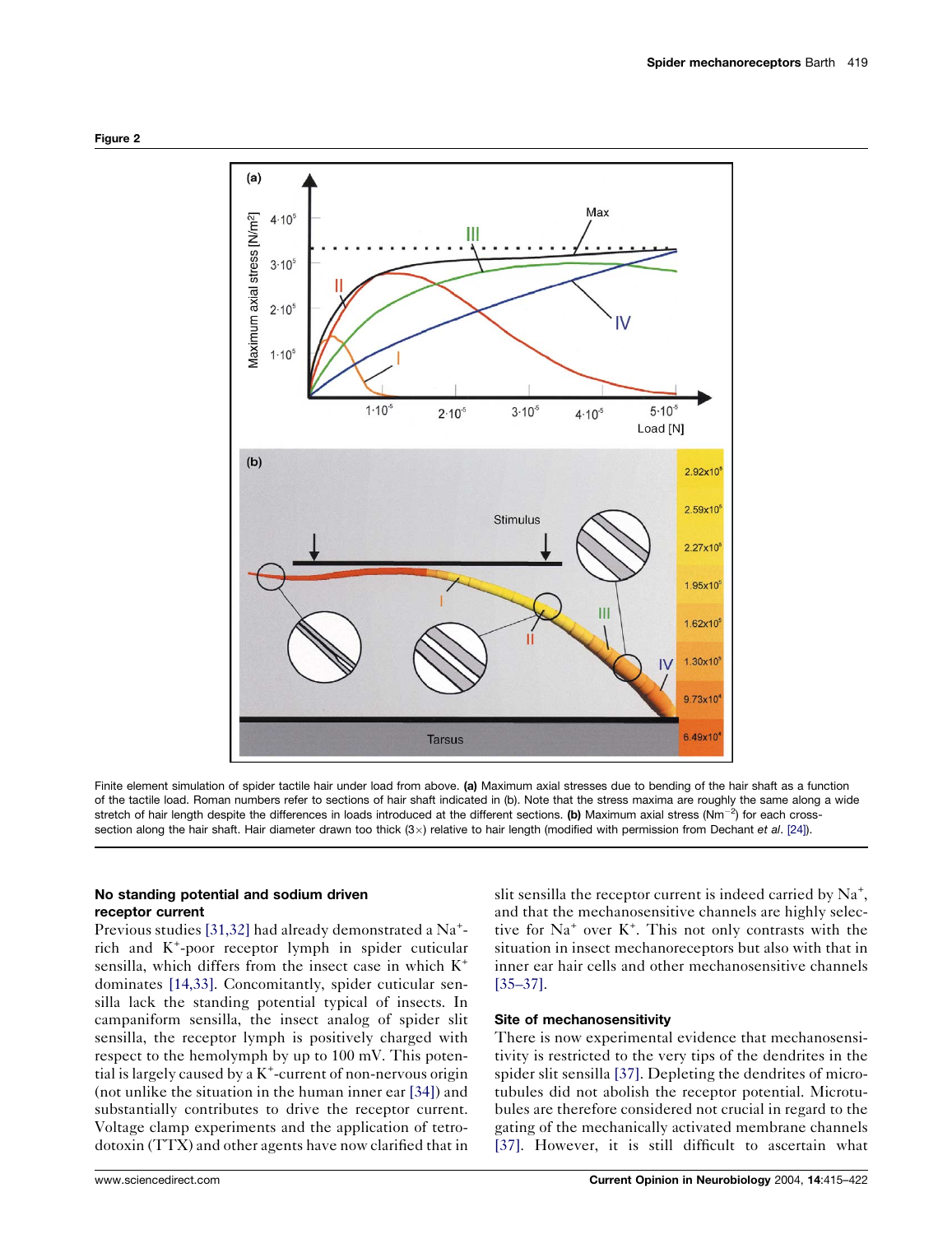**Figure 2**

Finite element simulation of spider tactile hair under load from above. **(a)** Maximum axial stresses due to bending of the hair shaft as a function of the tactile load. Roman numbers refer to sections of hair shaft indicated in (b). Note that the stress maxima are roughly the same along a wide stretch of hair length despite the differences in loads introduced at the different sections. **(b)** Maximum axial stress ($Nm^{-2}$) for each cross-section along the hair shaft. Hair diameter drawn too thick (3×) relative to hair length (modified with permission from Dechant *et al*. [24]).

### No standing potential and sodium driven receptor current

Previous studies [31,32] had already demonstrated a $Na^+$-rich and $K^+$-poor receptor lymph in spider cuticular sensilla, which differs from the insect case in which $K^+$ dominates [14,33]. Concomitantly, spider cuticular sensilla lack the standing potential typical of insects. In campaniform sensilla, the insect analog of spider slit sensilla, the receptor lymph is positively charged with respect to the hemolymph by up to 100 mV. This potential is largely caused by a $K^+$-current of non-nervous origin (not unlike the situation in the human inner ear [34]) and substantially contributes to drive the receptor current. Voltage clamp experiments and the application of tetrodotoxin (TTX) and other agents have now clarified that in slit sensilla the receptor current is indeed carried by $Na^+$, and that the mechanosensitive channels are highly selective for $Na^+$ over $K^+$. This not only contrasts with the situation in insect mechanoreceptors but also with that in inner ear hair cells and other mechanosensitive channels [35–37].

### Site of mechanosensitivity

There is now experimental evidence that mechanosensitivity is restricted to the very tips of the dendrites in the spider slit sensilla [37]. Depleting the dendrites of microtubules did not abolish the receptor potential. Microtubules are therefore considered not crucial in regard to the gating of the mechanically activated membrane channels [37]. However, it is still difficult to ascertain what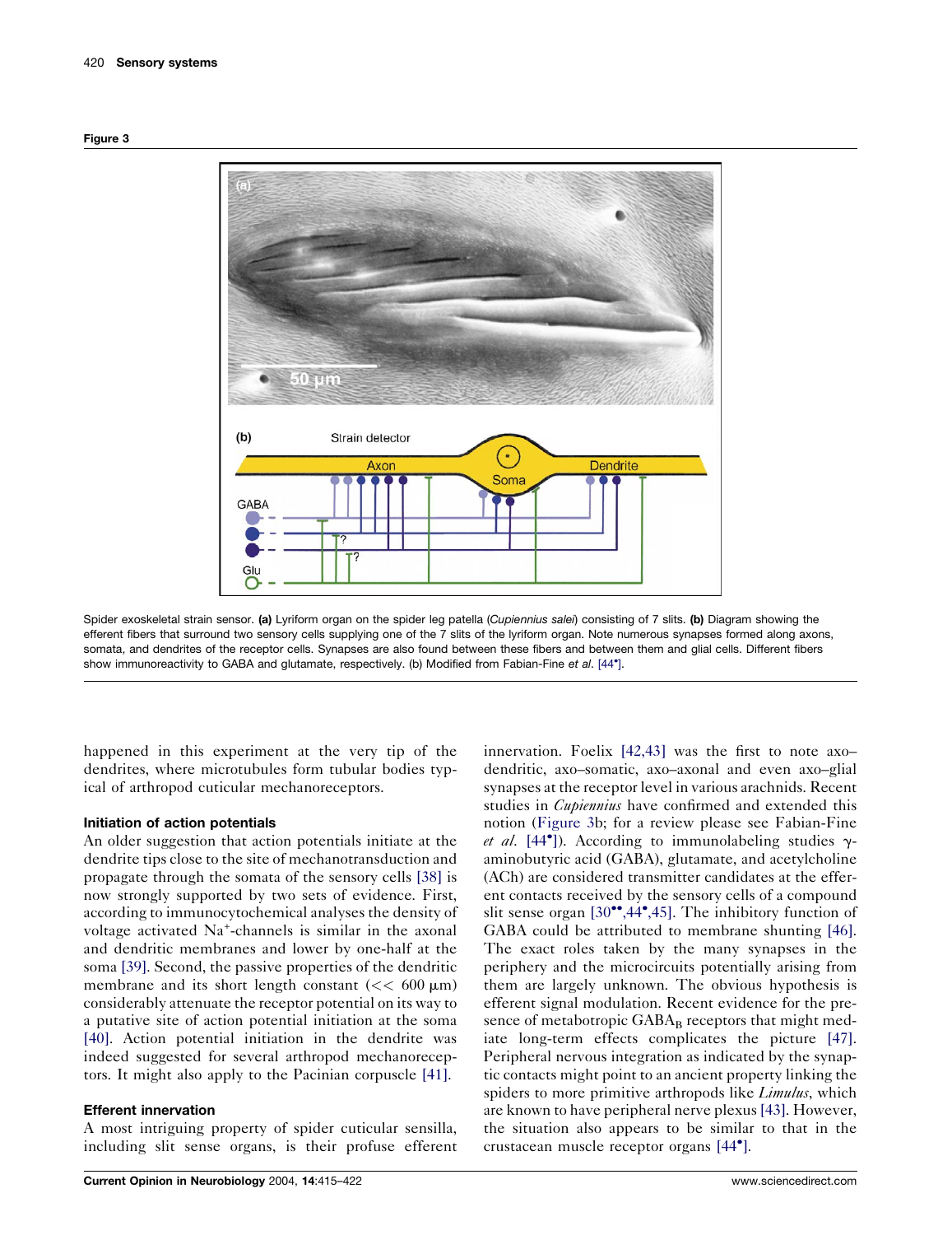Figure 3

Spider exoskeletal strain sensor. **(a)** Lyriform organ on the spider leg patella (*Cupiennius salei*) consisting of 7 slits. **(b)** Diagram showing the efferent fibers that surround two sensory cells supplying one of the 7 slits of the lyriform organ. Note numerous synapses formed along axons, somata, and dendrites of the receptor cells. Synapses are also found between these fibers and between them and glial cells. Different fibers show immunoreactivity to GABA and glutamate, respectively. (b) Modified from Fabian-Fine *et al*. [44•].

happened in this experiment at the very tip of the dendrites, where microtubules form tubular bodies typical of arthropod cuticular mechanoreceptors.

### Initiation of action potentials

An older suggestion that action potentials initiate at the dendrite tips close to the site of mechanotransduction and propagate through the somata of the sensory cells [38] is now strongly supported by two sets of evidence. First, according to immunocytochemical analyses the density of voltage activated $Na^+$-channels is similar in the axonal and dendritic membranes and lower by one-half at the soma [39]. Second, the passive properties of the dendritic membrane and its short length constant ($<< 600\ \mu m$) considerably attenuate the receptor potential on its way to a putative site of action potential initiation at the soma [40]. Action potential initiation in the dendrite was indeed suggested for several arthropod mechanoreceptors. It might also apply to the Pacinian corpuscle [41].

### Efferent innervation

A most intriguing property of spider cuticular sensilla, including slit sense organs, is their profuse efferent innervation. Foelix [42,43] was the first to note axo–dendritic, axo–somatic, axo–axonal and even axo–glial synapses at the receptor level in various arachnids. Recent studies in *Cupiennius* have confirmed and extended this notion (Figure 3b; for a review please see Fabian-Fine *et al*. [44•]). According to immunolabeling studies γ-aminobutyric acid (GABA), glutamate, and acetylcholine (ACh) are considered transmitter candidates at the efferent contacts received by the sensory cells of a compound slit sense organ [30••,44•,45]. The inhibitory function of GABA could be attributed to membrane shunting [46]. The exact roles taken by the many synapses in the periphery and the microcircuits potentially arising from them are largely unknown. The obvious hypothesis is efferent signal modulation. Recent evidence for the presence of metabotropic $GABA_B$ receptors that might mediate long-term effects complicates the picture [47]. Peripheral nervous integration as indicated by the synaptic contacts might point to an ancient property linking the spiders to more primitive arthropods like *Limulus*, which are known to have peripheral nerve plexus [43]. However, the situation also appears to be similar to that in the crustacean muscle receptor organs [44•].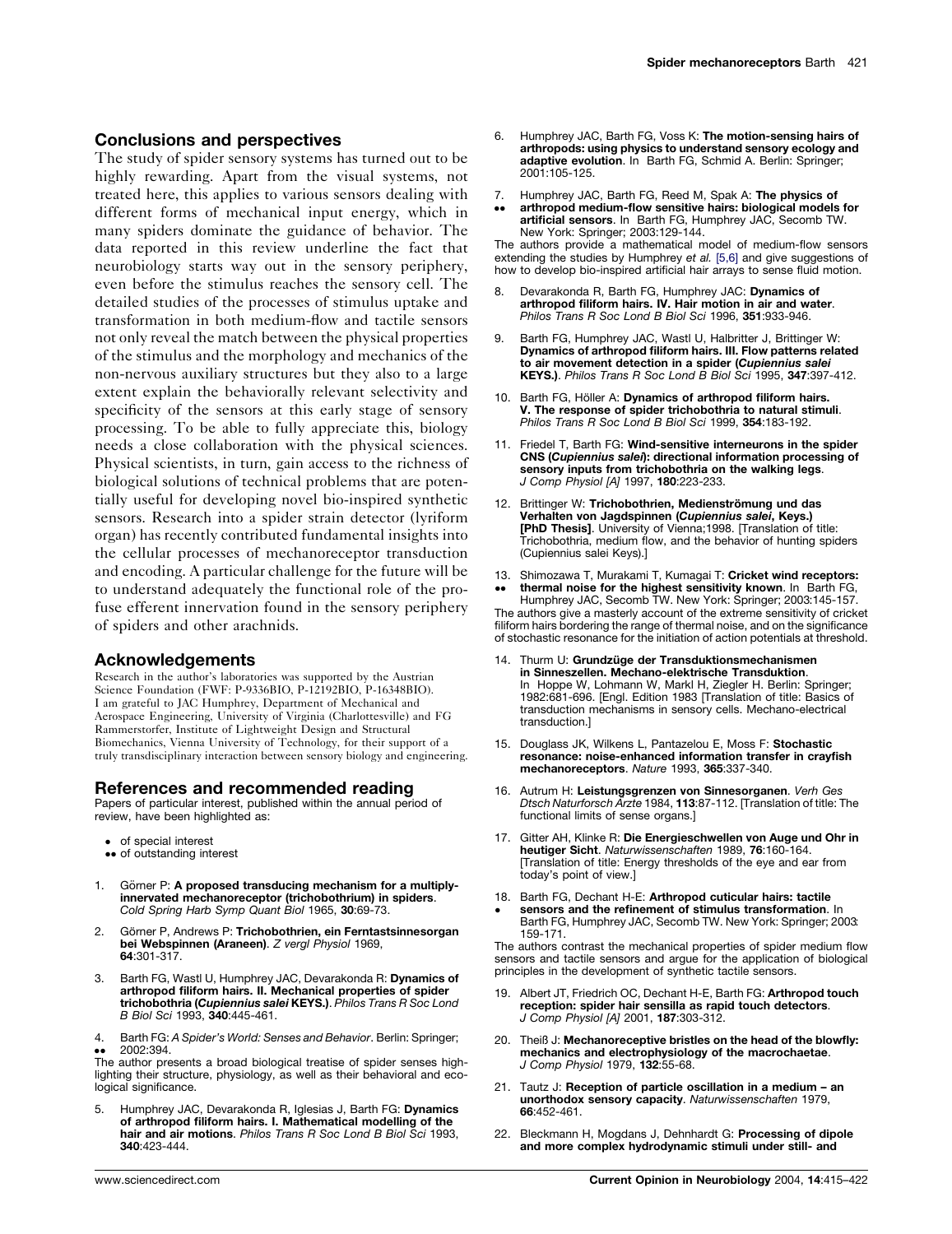## Conclusions and perspectives

The study of spider sensory systems has turned out to be highly rewarding. Apart from the visual systems, not treated here, this applies to various sensors dealing with different forms of mechanical input energy, which in many spiders dominate the guidance of behavior. The data reported in this review underline the fact that neurobiology starts way out in the sensory periphery, even before the stimulus reaches the sensory cell. The detailed studies of the processes of stimulus uptake and transformation in both medium-flow and tactile sensors not only reveal the match between the physical properties of the stimulus and the morphology and mechanics of the non-nervous auxiliary structures but they also to a large extent explain the behaviorally relevant selectivity and specificity of the sensors at this early stage of sensory processing. To be able to fully appreciate this, biology needs a close collaboration with the physical sciences. Physical scientists, in turn, gain access to the richness of biological solutions of technical problems that are potentially useful for developing novel bio-inspired synthetic sensors. Research into a spider strain detector (lyriform organ) has recently contributed fundamental insights into the cellular processes of mechanoreceptor transduction and encoding. A particular challenge for the future will be to understand adequately the functional role of the profuse efferent innervation found in the sensory periphery of spiders and other arachnids.

## Acknowledgements

Research in the author's laboratories was supported by the Austrian Science Foundation (FWF: P-9336BIO, P-12192BIO, P-16348BIO). I am grateful to JAC Humphrey, Department of Mechanical and Aerospace Engineering, University of Virginia (Charlottesville) and FG Rammerstorfer, Institute of Lightweight Design and Structural Biomechanics, Vienna University of Technology, for their support of a truly transdisciplinary interaction between sensory biology and engineering.

## References and recommended reading

Papers of particular interest, published within the annual period of review, have been highlighted as:

- • of special interest
- •• of outstanding interest

1. Görner P: **A proposed transducing mechanism for a multiply-innervated mechanoreceptor (trichobothrium) in spiders**. *Cold Spring Harb Symp Quant Biol* 1965, **30**:69-73.

2. Görner P, Andrews P: **Trichobothrien, ein Ferntastsinnesorgan bei Webspinnen (Araneen)**. *Z vergl Physiol* 1969, **64**:301-317.

3. Barth FG, Wastl U, Humphrey JAC, Devarakonda R: **Dynamics of arthropod filiform hairs. II. Mechanical properties of spider trichobothria (*Cupiennius salei* KEYS.)**. *Philos Trans R Soc Lond B Biol Sci* 1993, **340**:445-461.

4. •• Barth FG: *A Spider's World: Senses and Behavior*. Berlin: Springer; 2002:394.
The author presents a broad biological treatise of spider senses highlighting their structure, physiology, as well as their behavioral and ecological significance.

5. Humphrey JAC, Devarakonda R, Iglesias J, Barth FG: **Dynamics of arthropod filiform hairs. I. Mathematical modelling of the hair and air motions**. *Philos Trans R Soc Lond B Biol Sci* 1993, **340**:423-444.

6. Humphrey JAC, Barth FG, Voss K: **The motion-sensing hairs of arthropods: using physics to understand sensory ecology and adaptive evolution**. In Barth FG, Schmid A. Berlin: Springer; 2001:105-125.

7. •• Humphrey JAC, Barth FG, Reed M, Spak A: **The physics of arthropod medium-flow sensitive hairs: biological models for artificial sensors**. In Barth FG, Humphrey JAC, Secomb TW. New York: Springer; 2003:129-144.
The authors provide a mathematical model of medium-flow sensors extending the studies by Humphrey *et al.* [5,6] and give suggestions of how to develop bio-inspired artificial hair arrays to sense fluid motion.

8. Devarakonda R, Barth FG, Humphrey JAC: **Dynamics of arthropod filiform hairs. IV. Hair motion in air and water**. *Philos Trans R Soc Lond B Biol Sci* 1996, **351**:933-946.

9. Barth FG, Humphrey JAC, Wastl U, Halbritter J, Brittinger W: **Dynamics of arthropod filiform hairs. III. Flow patterns related to air movement detection in a spider (*Cupiennius salei* KEYS.)**. *Philos Trans R Soc Lond B Biol Sci* 1995, **347**:397-412.

10. Barth FG, Höller A: **Dynamics of arthropod filiform hairs. V. The response of spider trichobothria to natural stimuli**. *Philos Trans R Soc Lond B Biol Sci* 1999, **354**:183-192.

11. Friedel T, Barth FG: **Wind-sensitive interneurons in the spider CNS (*Cupiennius salei*): directional information processing of sensory inputs from trichobothria on the walking legs**. *J Comp Physiol [A]* 1997, **180**:223-233.

12. Brittinger W: **Trichobothrien, Medienströmung und das Verhalten von Jagdspinnen (*Cupiennius salei*, Keys.) [PhD Thesis]**. University of Vienna;1998. [Translation of title: Trichobothria, medium flow, and the behavior of hunting spiders (Cupiennius salei Keys).]

13. •• Shimozawa T, Murakami T, Kumagai T: **Cricket wind receptors: thermal noise for the highest sensitivity known**. In Barth FG, Humphrey JAC, Secomb TW. New York: Springer; 2003:145-157.
The authors give a masterly account of the extreme sensitivity of cricket filiform hairs bordering the range of thermal noise, and on the significance of stochastic resonance for the initiation of action potentials at threshold.

14. Thurm U: **Grundzüge der Transduktionsmechanismen in Sinneszellen. Mechano-elektrische Transduktion**. In Hoppe W, Lohmann W, Markl H, Ziegler H. Berlin: Springer; 1982:681-696. [Engl. Edition 1983 [Translation of title: Basics of transduction mechanisms in sensory cells. Mechano-electrical transduction.]

15. Douglass JK, Wilkens L, Pantazelou E, Moss F: **Stochastic resonance: noise-enhanced information transfer in crayfish mechanoreceptors**. *Nature* 1993, **365**:337-340.

16. Autrum H: **Leistungsgrenzen von Sinnesorganen**. *Verh Ges Dtsch Naturforsch Ärzte* 1984, **113**:87-112. [Translation of title: The functional limits of sense organs.]

17. Gitter AH, Klinke R: **Die Energieschwellen von Auge und Ohr in heutiger Sicht**. *Naturwissenschaften* 1989, **76**:160-164. [Translation of title: Energy thresholds of the eye and ear from today's point of view.]

18. • Barth FG, Dechant H-E: **Arthropod cuticular hairs: tactile sensors and the refinement of stimulus transformation**. In Barth FG, Humphrey JAC, Secomb TW. New York: Springer; 2003: 159-171.
The authors contrast the mechanical properties of spider medium flow sensors and tactile sensors and argue for the application of biological principles in the development of synthetic tactile sensors.

19. Albert JT, Friedrich OC, Dechant H-E, Barth FG: **Arthropod touch reception: spider hair sensilla as rapid touch detectors**. *J Comp Physiol [A]* 2001, **187**:303-312.

20. Theiß J: **Mechanoreceptive bristles on the head of the blowfly: mechanics and electrophysiology of the macrochaetae**. *J Comp Physiol* 1979, **132**:55-68.

21. Tautz J: **Reception of particle oscillation in a medium – an unorthodox sensory capacity**. *Naturwissenschaften* 1979, **66**:452-461.

22. Bleckmann H, Mogdans J, Dehnhardt G: **Processing of dipole and more complex hydrodynamic stimuli under still- and**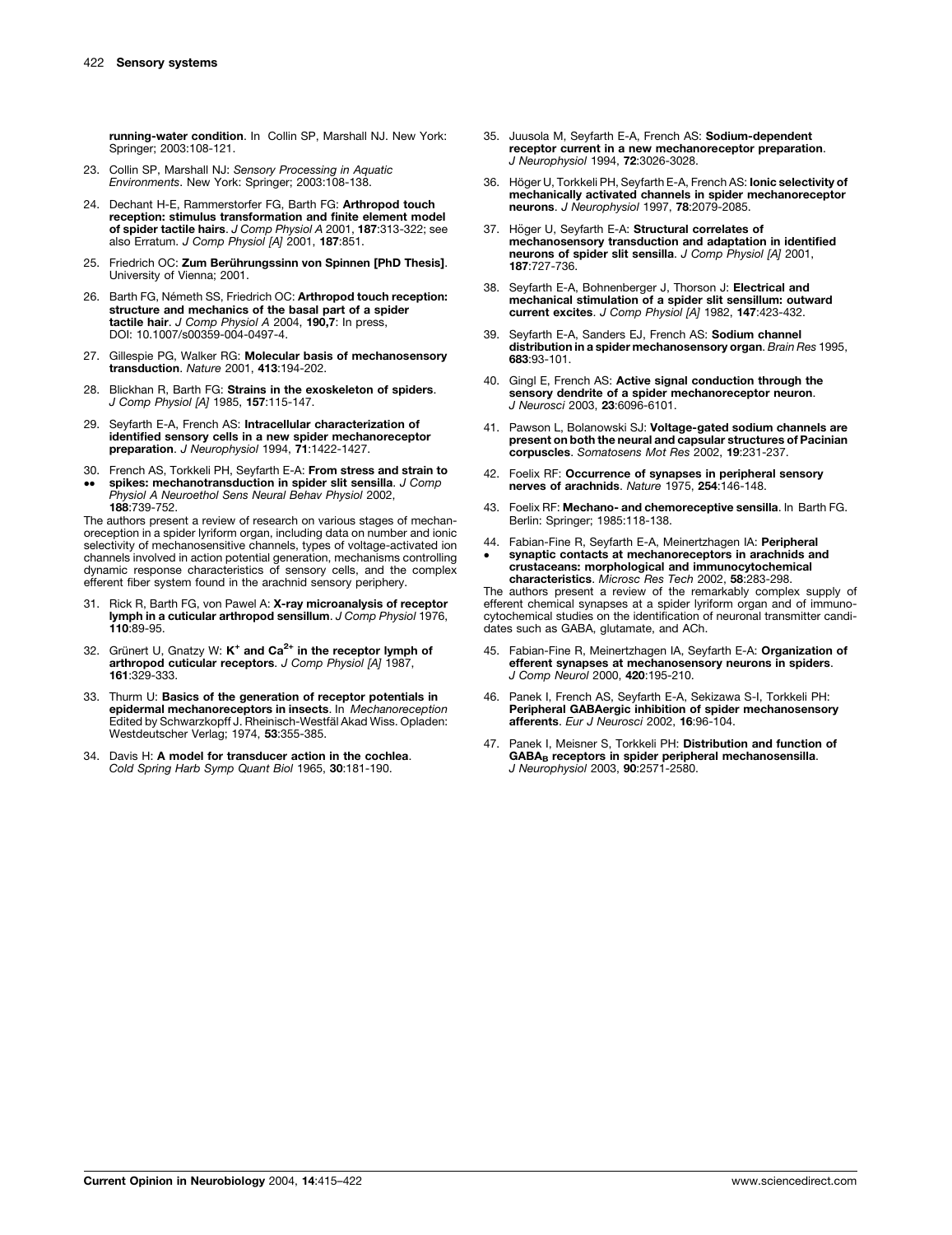**running-water condition**. In Collin SP, Marshall NJ. New York: Springer; 2003:108-121.

23. Collin SP, Marshall NJ: *Sensory Processing in Aquatic Environments*. New York: Springer; 2003:108-138.

24. Dechant H-E, Rammerstorfer FG, Barth FG: **Arthropod touch reception: stimulus transformation and finite element model of spider tactile hairs**. *J Comp Physiol A* 2001, **187**:313-322; see also Erratum. *J Comp Physiol [A]* 2001, **187**:851.

25. Friedrich OC: **Zum Berührungssinn von Spinnen [PhD Thesis]**. University of Vienna; 2001.

26. Barth FG, Németh SS, Friedrich OC: **Arthropod touch reception: structure and mechanics of the basal part of a spider tactile hair**. *J Comp Physiol A* 2004, **190,7**: In press, DOI: 10.1007/s00359-004-0497-4.

27. Gillespie PG, Walker RG: **Molecular basis of mechanosensory transduction**. *Nature* 2001, **413**:194-202.

28. Blickhan R, Barth FG: **Strains in the exoskeleton of spiders**. *J Comp Physiol [A]* 1985, **157**:115-147.

29. Seyfarth E-A, French AS: **Intracellular characterization of identified sensory cells in a new spider mechanoreceptor preparation**. *J Neurophysiol* 1994, **71**:1422-1427.

30. •• French AS, Torkkeli PH, Seyfarth E-A: **From stress and strain to spikes: mechanotransduction in spider slit sensilla**. *J Comp Physiol A Neuroethol Sens Neural Behav Physiol* 2002, **188**:739-752.

The authors present a review of research on various stages of mechanoreception in a spider lyriform organ, including data on number and ionic selectivity of mechanosensitive channels, types of voltage-activated ion channels involved in action potential generation, mechanisms controlling dynamic response characteristics of sensory cells, and the complex efferent fiber system found in the arachnid sensory periphery.

31. Rick R, Barth FG, von Pawel A: **X-ray microanalysis of receptor lymph in a cuticular arthropod sensillum**. *J Comp Physiol* 1976, **110**:89-95.

32. Grünert U, Gnatzy W: **$K^+$ and $Ca^{2+}$ in the receptor lymph of arthropod cuticular receptors**. *J Comp Physiol [A]* 1987, **161**:329-333.

33. Thurm U: **Basics of the generation of receptor potentials in epidermal mechanoreceptors in insects**. In *Mechanoreception* Edited by Schwarzkopff J. Rheinisch-Westfäl Akad Wiss. Opladen: Westdeutscher Verlag; 1974, **53**:355-385.

34. Davis H: **A model for transducer action in the cochlea**. *Cold Spring Harb Symp Quant Biol* 1965, **30**:181-190.

35. Juusola M, Seyfarth E-A, French AS: **Sodium-dependent receptor current in a new mechanoreceptor preparation**. *J Neurophysiol* 1994, **72**:3026-3028.

36. Höger U, Torkkeli PH, Seyfarth E-A, French AS: **Ionic selectivity of mechanically activated channels in spider mechanoreceptor neurons**. *J Neurophysiol* 1997, **78**:2079-2085.

37. Höger U, Seyfarth E-A: **Structural correlates of mechanosensory transduction and adaptation in identified neurons of spider slit sensilla**. *J Comp Physiol [A]* 2001, **187**:727-736.

38. Seyfarth E-A, Bohnenberger J, Thorson J: **Electrical and mechanical stimulation of a spider slit sensillum: outward current excites**. *J Comp Physiol [A]* 1982, **147**:423-432.

39. Seyfarth E-A, Sanders EJ, French AS: **Sodium channel distribution in a spider mechanosensory organ**. *Brain Res* 1995, **683**:93-101.

40. Gingl E, French AS: **Active signal conduction through the sensory dendrite of a spider mechanoreceptor neuron**. *J Neurosci* 2003, **23**:6096-6101.

41. Pawson L, Bolanowski SJ: **Voltage-gated sodium channels are present on both the neural and capsular structures of Pacinian corpuscles**. *Somatosens Mot Res* 2002, **19**:231-237.

42. Foelix RF: **Occurrence of synapses in peripheral sensory nerves of arachnids**. *Nature* 1975, **254**:146-148.

43. Foelix RF: **Mechano- and chemoreceptive sensilla**. In Barth FG. Berlin: Springer; 1985:118-138.

44. • Fabian-Fine R, Seyfarth E-A, Meinertzhagen IA: **Peripheral synaptic contacts at mechanoreceptors in arachnids and crustaceans: morphological and immunocytochemical characteristics**. *Microsc Res Tech* 2002, **58**:283-298.

The authors present a review of the remarkably complex supply of efferent chemical synapses at a spider lyriform organ and of immunocytochemical studies on the identification of neuronal transmitter candidates such as GABA, glutamate, and ACh.

45. Fabian-Fine R, Meinertzhagen IA, Seyfarth E-A: **Organization of efferent synapses at mechanosensory neurons in spiders**. *J Comp Neurol* 2000, **420**:195-210.

46. Panek I, French AS, Seyfarth E-A, Sekizawa S-I, Torkkeli PH: **Peripheral GABAergic inhibition of spider mechanosensory afferents**. *Eur J Neurosci* 2002, **16**:96-104.

47. Panek I, Meisner S, Torkkeli PH: **Distribution and function of $GABA_B$ receptors in spider peripheral mechanosensilla**. *J Neurophysiol* 2003, **90**:2571-2580.